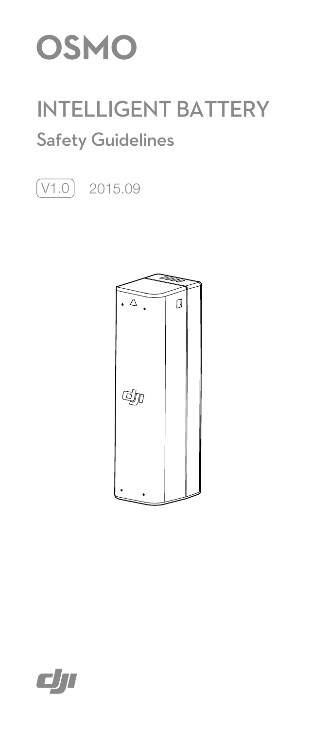# OSMO

## INTELLIGENT BATTERY

### Safety Guidelines

V1.0 2015.09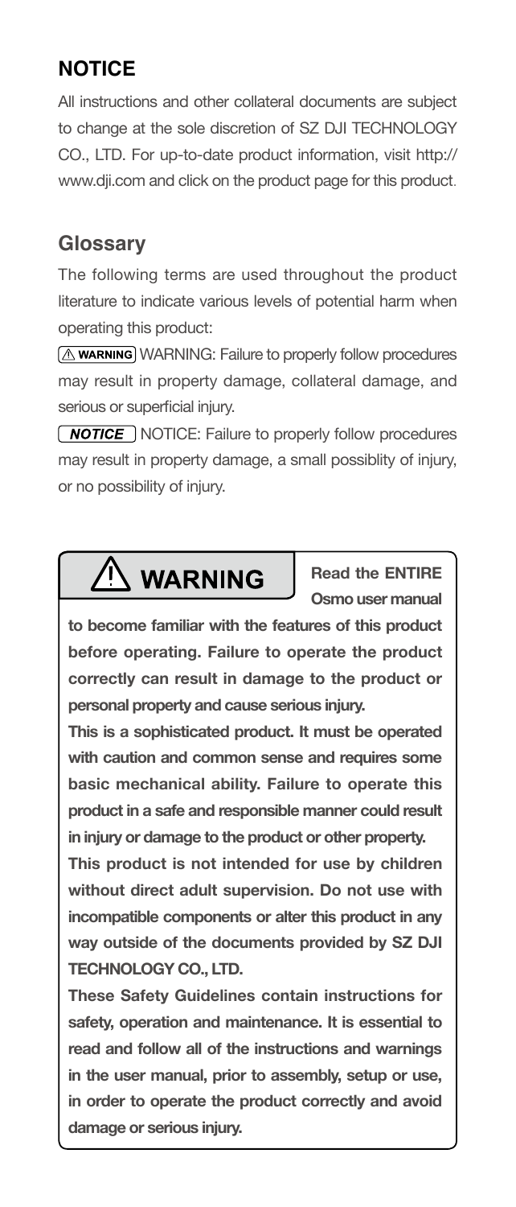## NOTICE

All instructions and other collateral documents are subject to change at the sole discretion of SZ DJI TECHNOLOGY CO., LTD. For up-to-date product information, visit http://www.dji.com and click on the product page for this product.

## Glossary

The following terms are used throughout the product literature to indicate various levels of potential harm when operating this product:

⚠ WARNING WARNING: Failure to properly follow procedures may result in property damage, collateral damage, and serious or superficial injury.

*NOTICE* NOTICE: Failure to properly follow procedures may result in property damage, a small possiblity of injury, or no possibility of injury.

## ⚠ WARNING

**Read the ENTIRE Osmo user manual to become familiar with the features of this product before operating. Failure to operate the product correctly can result in damage to the product or personal property and cause serious injury.**

**This is a sophisticated product. It must be operated with caution and common sense and requires some basic mechanical ability. Failure to operate this product in a safe and responsible manner could result in injury or damage to the product or other property.**

**This product is not intended for use by children without direct adult supervision. Do not use with incompatible components or alter this product in any way outside of the documents provided by SZ DJI TECHNOLOGY CO., LTD.**

**These Safety Guidelines contain instructions for safety, operation and maintenance. It is essential to read and follow all of the instructions and warnings in the user manual, prior to assembly, setup or use, in order to operate the product correctly and avoid damage or serious injury.**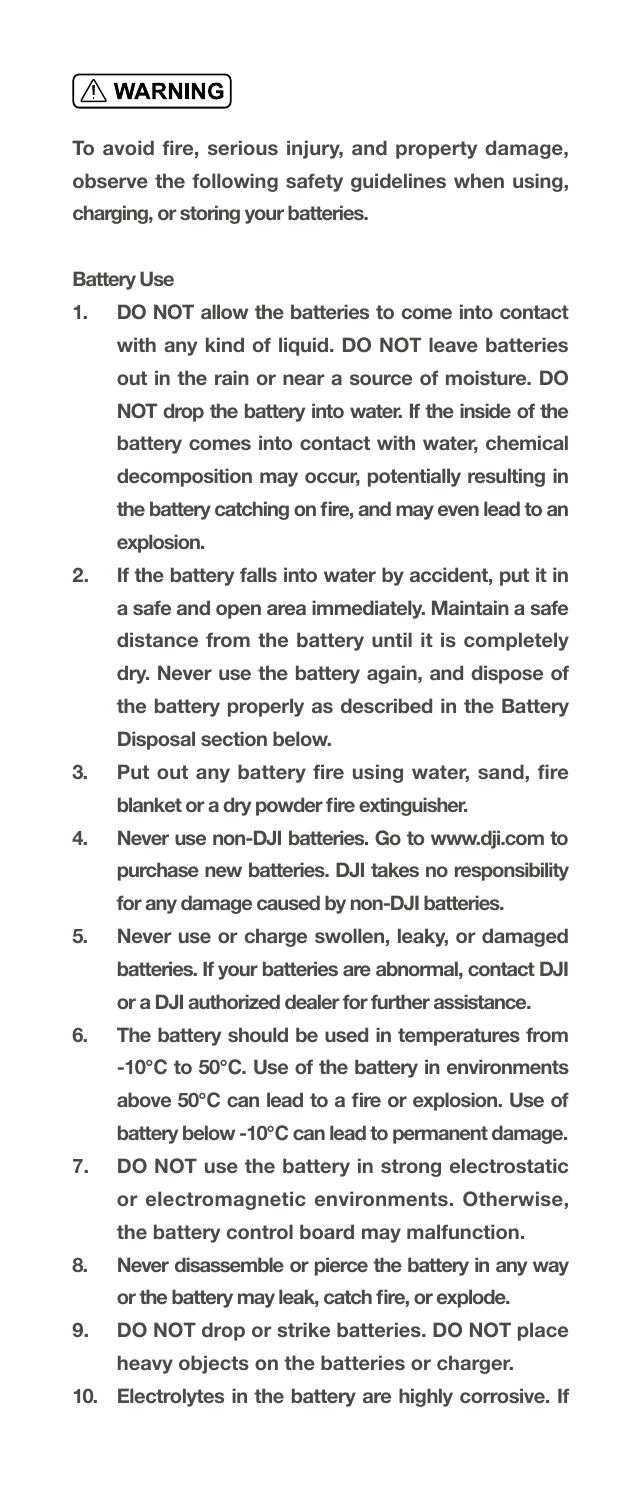## ⚠ WARNING

**To avoid fire, serious injury, and property damage, observe the following safety guidelines when using, charging, or storing your batteries.**

**Battery Use**

1. **DO NOT allow the batteries to come into contact with any kind of liquid. DO NOT leave batteries out in the rain or near a source of moisture. DO NOT drop the battery into water. If the inside of the battery comes into contact with water, chemical decomposition may occur, potentially resulting in the battery catching on fire, and may even lead to an explosion.**
2. **If the battery falls into water by accident, put it in a safe and open area immediately. Maintain a safe distance from the battery until it is completely dry. Never use the battery again, and dispose of the battery properly as described in the Battery Disposal section below.**
3. **Put out any battery fire using water, sand, fire blanket or a dry powder fire extinguisher.**
4. **Never use non-DJI batteries. Go to www.dji.com to purchase new batteries. DJI takes no responsibility for any damage caused by non-DJI batteries.**
5. **Never use or charge swollen, leaky, or damaged batteries. If your batteries are abnormal, contact DJI or a DJI authorized dealer for further assistance.**
6. **The battery should be used in temperatures from -10°C to 50°C. Use of the battery in environments above 50°C can lead to a fire or explosion. Use of battery below -10°C can lead to permanent damage.**
7. **DO NOT use the battery in strong electrostatic or electromagnetic environments. Otherwise, the battery control board may malfunction.**
8. **Never disassemble or pierce the battery in any way or the battery may leak, catch fire, or explode.**
9. **DO NOT drop or strike batteries. DO NOT place heavy objects on the batteries or charger.**
10. **Electrolytes in the battery are highly corrosive. If**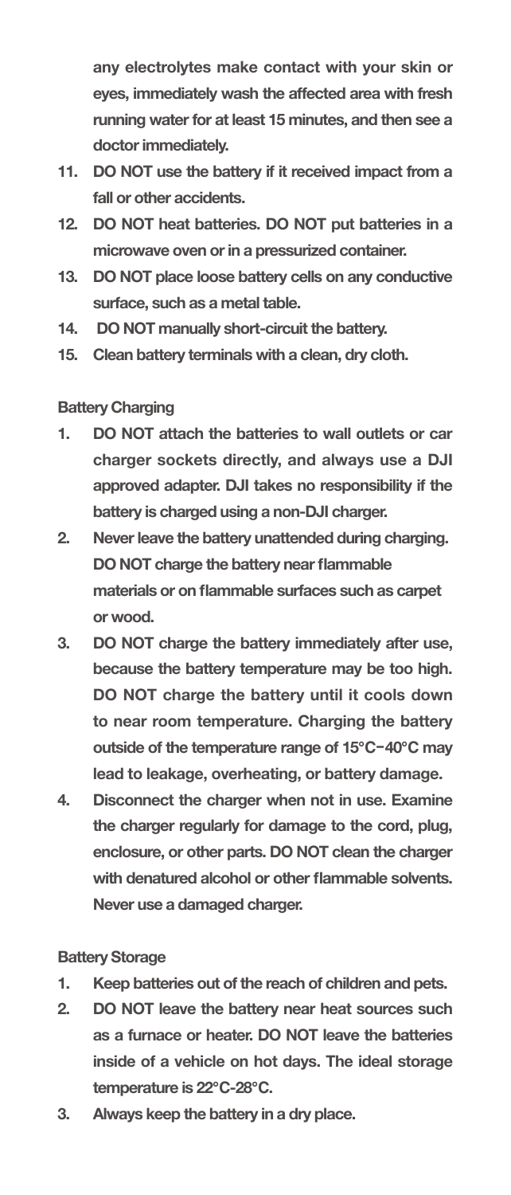**any electrolytes make contact with your skin or eyes, immediately wash the affected area with fresh running water for at least 15 minutes, and then see a doctor immediately.**

11. **DO NOT use the battery if it received impact from a fall or other accidents.**
12. **DO NOT heat batteries. DO NOT put batteries in a microwave oven or in a pressurized container.**
13. **DO NOT place loose battery cells on any conductive surface, such as a metal table.**
14. **DO NOT manually short-circuit the battery.**
15. **Clean battery terminals with a clean, dry cloth.**

**Battery Charging**

1. **DO NOT attach the batteries to wall outlets or car charger sockets directly, and always use a DJI approved adapter. DJI takes no responsibility if the battery is charged using a non-DJI charger.**
2. **Never leave the battery unattended during charging. DO NOT charge the battery near flammable materials or on flammable surfaces such as carpet or wood.**
3. **DO NOT charge the battery immediately after use, because the battery temperature may be too high. DO NOT charge the battery until it cools down to near room temperature. Charging the battery outside of the temperature range of 15°C−40°C may lead to leakage, overheating, or battery damage.**
4. **Disconnect the charger when not in use. Examine the charger regularly for damage to the cord, plug, enclosure, or other parts. DO NOT clean the charger with denatured alcohol or other flammable solvents. Never use a damaged charger.**

**Battery Storage**

1. **Keep batteries out of the reach of children and pets.**
2. **DO NOT leave the battery near heat sources such as a furnace or heater. DO NOT leave the batteries inside of a vehicle on hot days. The ideal storage temperature is 22°C-28°C.**
3. **Always keep the battery in a dry place.**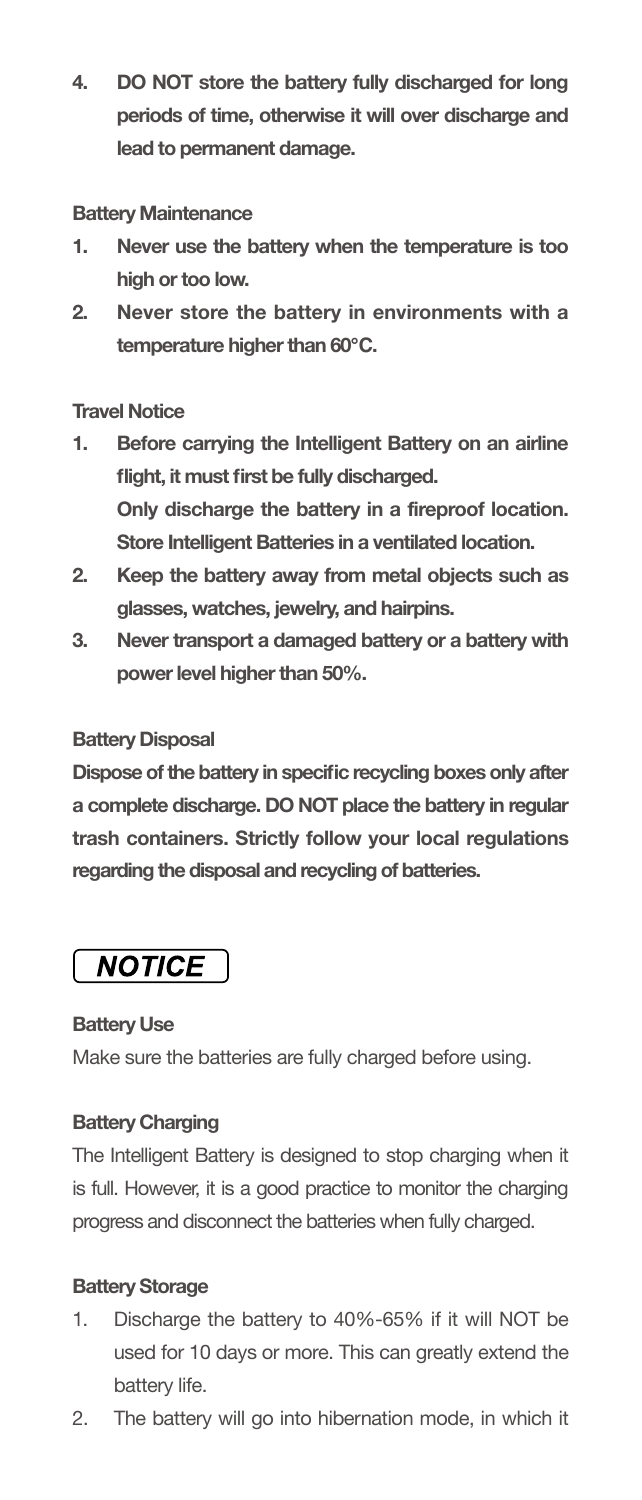4. **DO NOT store the battery fully discharged for long periods of time, otherwise it will over discharge and lead to permanent damage.**

**Battery Maintenance**

1. **Never use the battery when the temperature is too high or too low.**
2. **Never store the battery in environments with a temperature higher than 60°C.**

**Travel Notice**

1. **Before carrying the Intelligent Battery on an airline flight, it must first be fully discharged.**
   **Only discharge the battery in a fireproof location.**
   **Store Intelligent Batteries in a ventilated location.**
2. **Keep the battery away from metal objects such as glasses, watches, jewelry, and hairpins.**
3. **Never transport a damaged battery or a battery with power level higher than 50%.**

**Battery Disposal**

**Dispose of the battery in specific recycling boxes only after a complete discharge. DO NOT place the battery in regular trash containers. Strictly follow your local regulations regarding the disposal and recycling of batteries.**

## *NOTICE*

**Battery Use**

Make sure the batteries are fully charged before using.

**Battery Charging**

The Intelligent Battery is designed to stop charging when it is full. However, it is a good practice to monitor the charging progress and disconnect the batteries when fully charged.

**Battery Storage**

1. Discharge the battery to 40%-65% if it will NOT be used for 10 days or more. This can greatly extend the battery life.
2. The battery will go into hibernation mode, in which it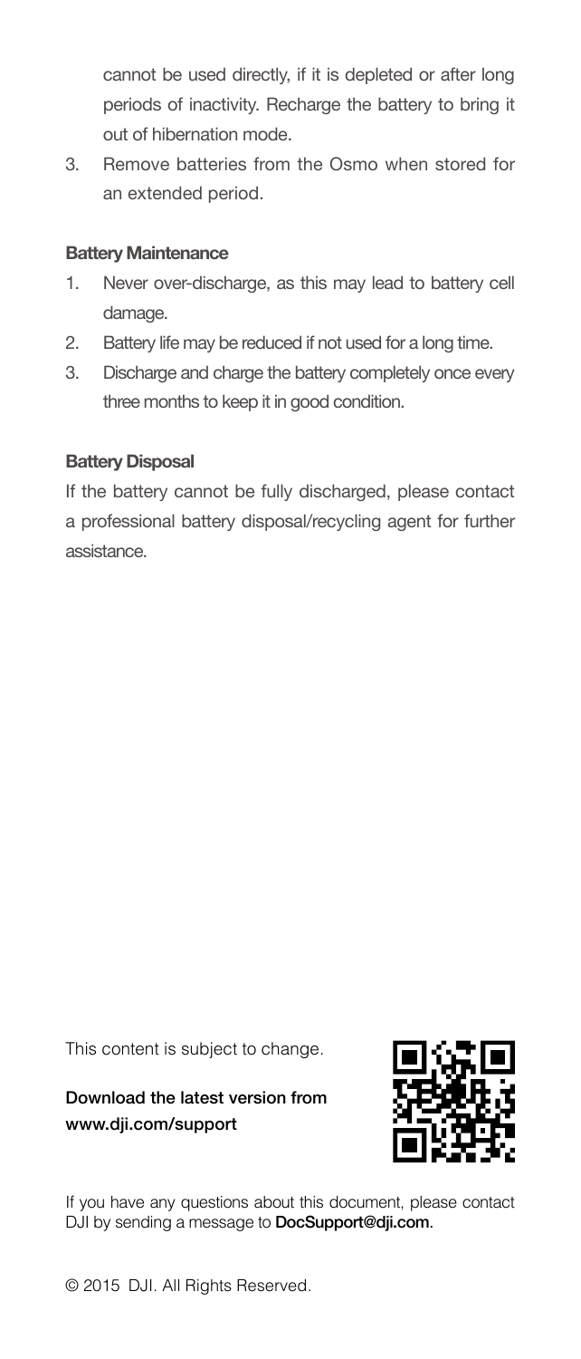cannot be used directly, if it is depleted or after long periods of inactivity. Recharge the battery to bring it out of hibernation mode.

3. Remove batteries from the Osmo when stored for an extended period.

**Battery Maintenance**

1. Never over-discharge, as this may lead to battery cell damage.
2. Battery life may be reduced if not used for a long time.
3. Discharge and charge the battery completely once every three months to keep it in good condition.

**Battery Disposal**

If the battery cannot be fully discharged, please contact a professional battery disposal/recycling agent for further assistance.

This content is subject to change.

**Download the latest version from www.dji.com/support**

If you have any questions about this document, please contact DJI by sending a message to **DocSupport@dji.com**.

© 2015 DJI. All Rights Reserved.